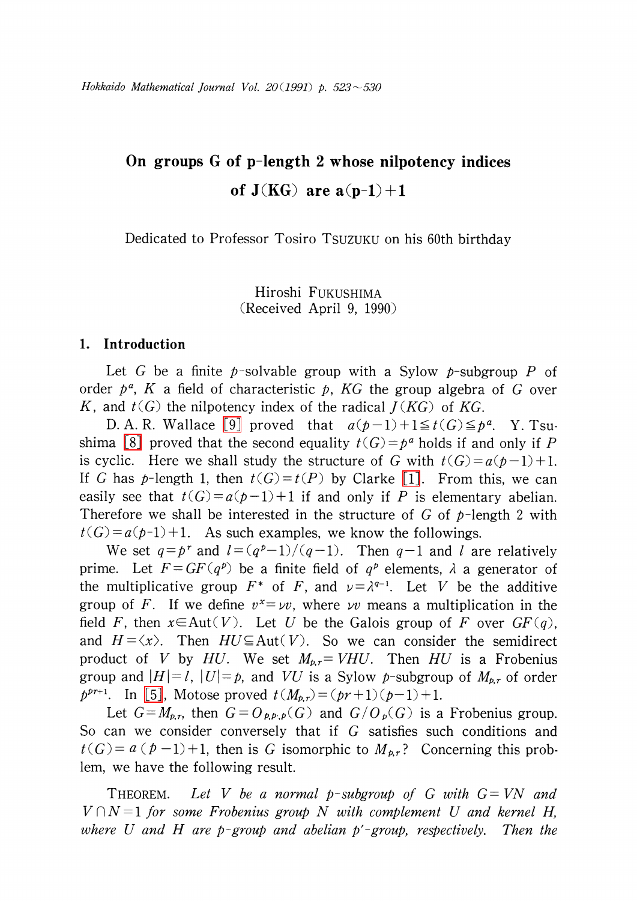# On groups G of p-length 2 whose nilpotency indices of J(KG) are a(p-1)+1

Dedicated to Professor Tosiro TSUZUKU on his 60th birthday

Hiroshi FUKUSHIMA
(Received April 9, 1990)

## 1. Introduction

Let $G$ be a finite $p$-solvable group with a Sylow $p$-subgroup $P$ of order $p^{a}$, $K$ a field of characteristic $p$, $KG$ the group algebra of $G$ over $K$, and $t(G)$ the nilpotency index of the radical $J(KG)$ of $KG$.

D. A. R. Wallace [9] proved that $a(p-1)+1\leqq t(G)\leqq p^{a}$. Y. Tsushima [8] proved that the second equality $t(G)=p^{a}$ holds if and only if $P$ is cyclic. Here we shall study the structure of $G$ with $t(G)=a(p-1)+1$. If $G$ has $p$-length 1, then $t(G)=t(P)$ by Clarke [1]. From this, we can easily see that $t(G)=a(p-1)+1$ if and only if $P$ is elementary abelian. Therefore we shall be interested in the structure of $G$ of $p$-length 2 with $t(G)=a(p-1)+1$. As such examples, we know the followings.

We set $q=p^{r}$ and $l=(q^{p}-1)/(q-1)$. Then $q-1$ and $l$ are relatively prime. Let $F=GF(q^{p})$ be a finite field of $q^{p}$ elements, $\lambda$ a generator of the multiplicative group $F^{*}$ of $F$, and $\nu=\lambda^{q-1}$. Let $V$ be the additive group of $F$. If we define $v^{x}=\nu v$, where $\nu v$ means a multiplication in the field $F$, then $x\in\mathrm{Aut}(V)$. Let $U$ be the Galois group of $F$ over $GF(q)$, and $H=\langle x\rangle$. Then $HU\leqq\mathrm{Aut}(V)$. So we can consider the semidirect product of $V$ by $HU$. We set $M_{p,r}=VHU$. Then $HU$ is a Frobenius group and $|H|=l$, $|U|=p$, and $VU$ is a Sylow $p$-subgroup of $M_{p,r}$ of order $p^{pr+1}$. In [5], Motose proved $t(M_{p,r})=(pr+1)(p-1)+1$.

Let $G=M_{p,r}$, then $G=O_{p,p',p}(G)$ and $G/O_{p}(G)$ is a Frobenius group. So can we consider conversely that if $G$ satisfies such conditions and $t(G)=a(p-1)+1$, then is $G$ isomorphic to $M_{p,r}$? Concerning this problem, we have the following result.

THEOREM. *Let $V$ be a normal $p$-subgroup of $G$ with $G=VN$ and $V\cap N=1$ for some Frobenius group $N$ with complement $U$ and kernel $H$, where $U$ and $H$ are $p$-group and abelian $p'$-group, respectively. Then the*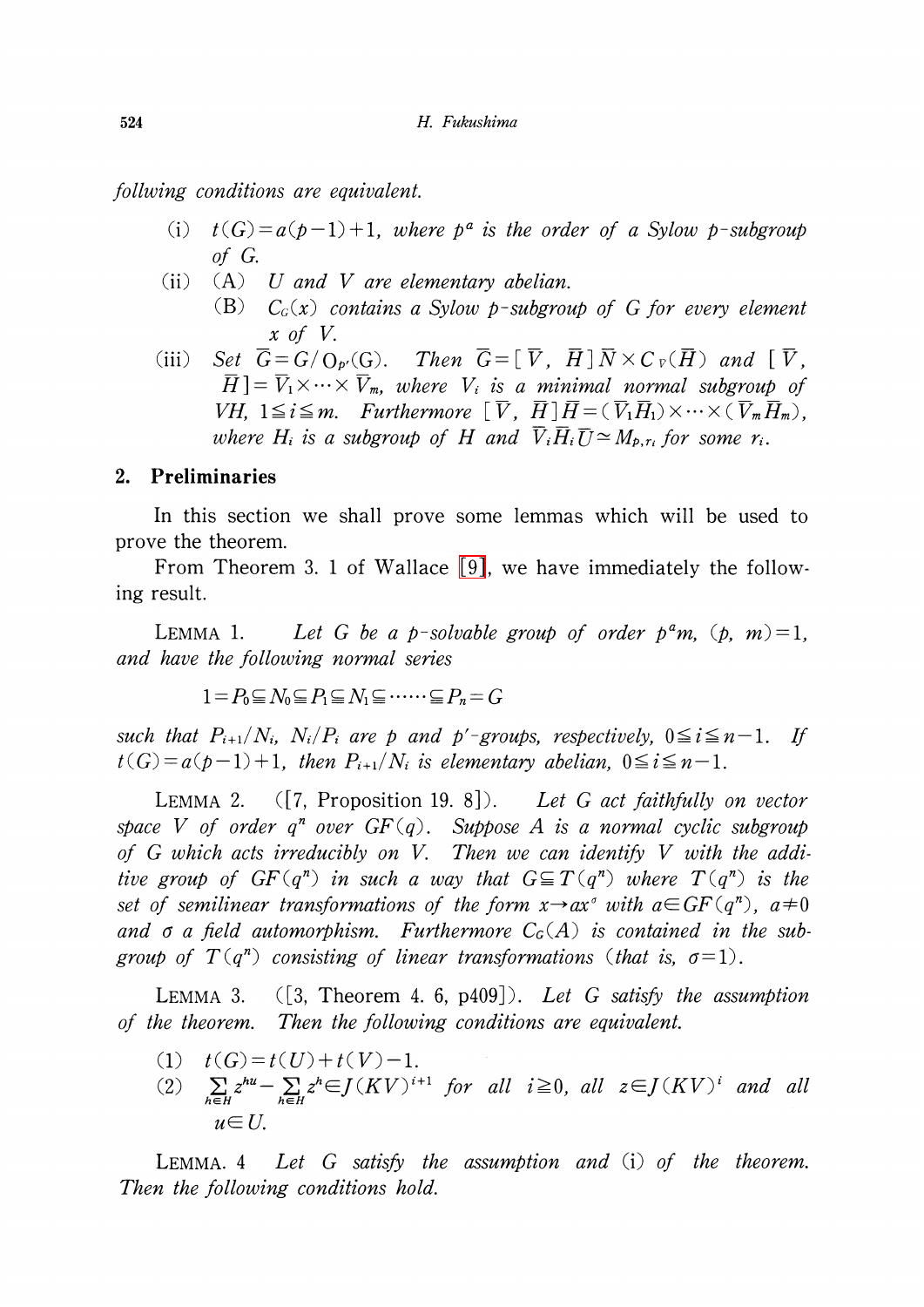*follwing conditions are equivalent.*

(i) $t(G)=a(p-1)+1$, *where* $p^a$ *is the order of a Sylow* $p$*-subgroup of* $G$.

(ii) (A) $U$ *and* $V$ *are elementary abelian.*

(B) $C_G(x)$ *contains a Sylow* $p$*-subgroup of* $G$ *for every element* $x$ *of* $V$.

(iii) *Set* $\bar{G}=G/O_{p'}(G)$. *Then* $\bar{G}=[\bar{V},\ \bar{H}]\bar{N}\times C_{\bar{V}}(\bar{H})$ *and* $[\bar{V},\ \bar{H}]=\bar{V}_1\times\cdots\times\bar{V}_m$, *where* $V_i$ *is a minimal normal subgroup of* $VH$, $1\leqq i\leqq m$. *Furthermore* $[\bar{V},\ \bar{H}]\bar{H}=(\bar{V}_1\bar{H}_1)\times\cdots\times(\bar{V}_m\bar{H}_m)$, *where* $H_i$ *is a subgroup of* $H$ *and* $\bar{V}_i\bar{H}_i\bar{U}\simeq M_{p,r_i}$ *for some* $r_i$.

## 2. Preliminaries

In this section we shall prove some lemmas which will be used to prove the theorem.

From Theorem 3.1 of Wallace [9], we have immediately the following result.

LEMMA 1. *Let* $G$ *be a* $p$*-solvable group of order* $p^a m$, $(p,\ m)=1$, *and have the following normal series*

$$1=P_0\subseteqq N_0\subseteqq P_1\subseteqq N_1\subseteqq\cdots\cdots\subseteqq P_n=G$$

*such that* $P_{i+1}/N_i$, $N_i/P_i$ *are* $p$ *and* $p'$*-groups, respectively,* $0\leqq i\leqq n-1$. *If* $t(G)=a(p-1)+1$, *then* $P_{i+1}/N_i$ *is elementary abelian,* $0\leqq i\leqq n-1$.

LEMMA 2. ([7, Proposition 19. 8]). *Let* $G$ *act faithfully on vector space* $V$ *of order* $q^n$ *over* $GF(q)$. *Suppose* $A$ *is a normal cyclic subgroup of* $G$ *which acts irreducibly on* $V$. *Then we can identify* $V$ *with the additive group of* $GF(q^n)$ *in such a way that* $G\subseteqq T(q^n)$ *where* $T(q^n)$ *is the set of semilinear transformations of the form* $x\to ax^\sigma$ *with* $a\in GF(q^n)$, $a\neq 0$ *and* $\sigma$ *a field automorphism. Furthermore* $C_G(A)$ *is contained in the subgroup of* $T(q^n)$ *consisting of linear transformations (that is,* $\sigma=1$*).*

LEMMA 3. ([3, Theorem 4. 6, p409]). *Let* $G$ *satisfy the assumption of the theorem. Then the following conditions are equivalent.*

(1) $t(G)=t(U)+t(V)-1$.

(2) $\sum_{h\in H} z^{hu}-\sum_{h\in H} z^h\in J(KV)^{i+1}$ *for all* $i\geqq 0$, *all* $z\in J(KV)^i$ *and all* $u\in U$.

LEMMA. 4 *Let* $G$ *satisfy the assumption and* (i) *of the theorem. Then the following conditions hold.*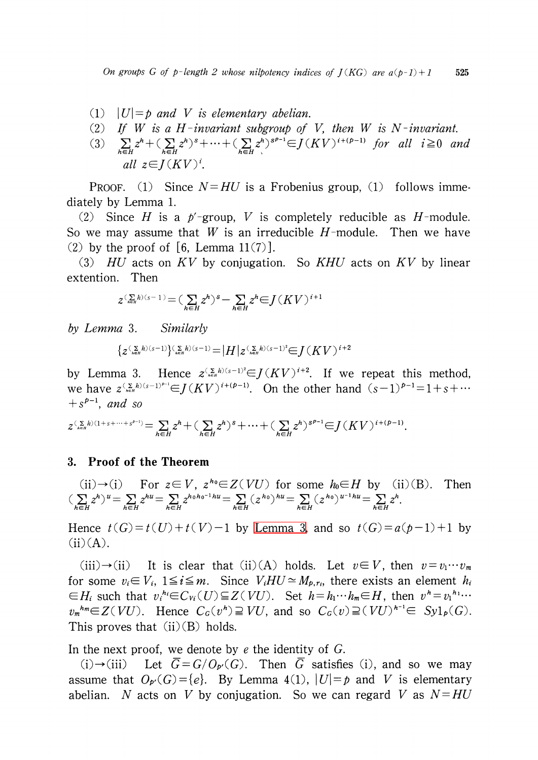(1) $|U|=p$ *and* $V$ *is elementary abelian.*

(2) *If* $W$ *is a* $H$*-invariant subgroup of* $V$, *then* $W$ *is* $N$*-invariant.*

(3) $\sum_{h\in H} z^h + (\sum_{h\in H} z^h)^s + \cdots + (\sum_{h\in H} z^h)^{s^{p-1}} \in J(KV)^{i+(p-1)}$ *for all* $i \geqq 0$ *and all* $z \in J(KV)^i$.

PROOF. (1) Since $N=HU$ is a Frobenius group, (1) follows immediately by Lemma 1.

(2) Since $H$ is a $p'$-group, $V$ is completely reducible as $H$-module. So we may assume that $W$ is an irreducible $H$-module. Then we have (2) by the proof of [6, Lemma 11(7)].

(3) $HU$ acts on $KV$ by conjugation. So $KHU$ acts on $KV$ by linear extention. Then

$$z^{(\sum_{h\in H} h)(s-1)} = (\sum_{h\in H} z^h)^s - \sum_{h\in H} z^h \in J(KV)^{i+1}$$

by Lemma 3. Similarly

$$\{z^{(\sum_{h\in H} h)(s-1)}\}^{(\sum_{h\in H} h)(s-1)} = |H| z^{(\sum_{h\in H} h)(s-1)^2} \in J(KV)^{i+2}$$

by Lemma 3. Hence $z^{(\sum_{h\in H} h)(s-1)^2} \in J(KV)^{i+2}$. If we repeat this method, we have $z^{(\sum_{h\in H} h)(s-1)^{p-1}} \in J(KV)^{i+(p-1)}$. On the other hand $(s-1)^{p-1} = 1+s+\cdots+s^{p-1}$, and so

$$z^{(\sum_{h\in H} h)(1+s+\cdots+s^{p-1})} = \sum_{h\in H} z^h + (\sum_{h\in H} z^h)^s + \cdots + (\sum_{h\in H} z^h)^{s^{p-1}} \in J(KV)^{i+(p-1)}.$$

## 3. Proof of the Theorem

(ii)→(i) For $z \in V$, $z^{h_0} \in Z(VU)$ for some $h_0 \in H$ by (ii)(B). Then $(\sum_{h\in H} z^h)^u = \sum_{h\in H} z^{hu} = \sum_{h\in H} z^{h_0 h_0^{-1} hu} = \sum_{h\in H} (z^{h_0})^{hu} = \sum_{h\in H} (z^{h_0})^{u^{-1}hu} = \sum_{h\in H} z^h$.

Hence $t(G) = t(U) + t(V) - 1$ by Lemma 3, and so $t(G) = a(p-1)+1$ by (ii)(A).

(iii)→(ii) It is clear that (ii)(A) holds. Let $v \in V$, then $v = v_1 \cdots v_m$ for some $v_i \in V_i$, $1 \leqq i \leqq m$. Since $V_i HU \simeq M_{p,r_i}$, there exists an element $h_i \in H_i$ such that $v_i^{h_i} \in C_{V_i}(U) \subseteqq Z(VU)$. Set $h = h_1 \cdots h_m \in H$, then $v^h = v_1^{h_1} \cdots v_m^{h_m} \in Z(VU)$. Hence $C_G(v^h) \supseteqq VU$, and so $C_G(v) \supseteqq (VU)^{h^{-1}} \in Syl_p(G)$. This proves that (ii)(B) holds.

In the next proof, we denote by $e$ the identity of $G$.

(i)→(iii) Let $\bar{G} = G/O_{p'}(G)$. Then $\bar{G}$ satisfies (i), and so we may assume that $O_{p'}(G) = \{e\}$. By Lemma 4(1), $|U|=p$ and $V$ is elementary abelian. $N$ acts on $V$ by conjugation. So we can regard $V$ as $N=HU$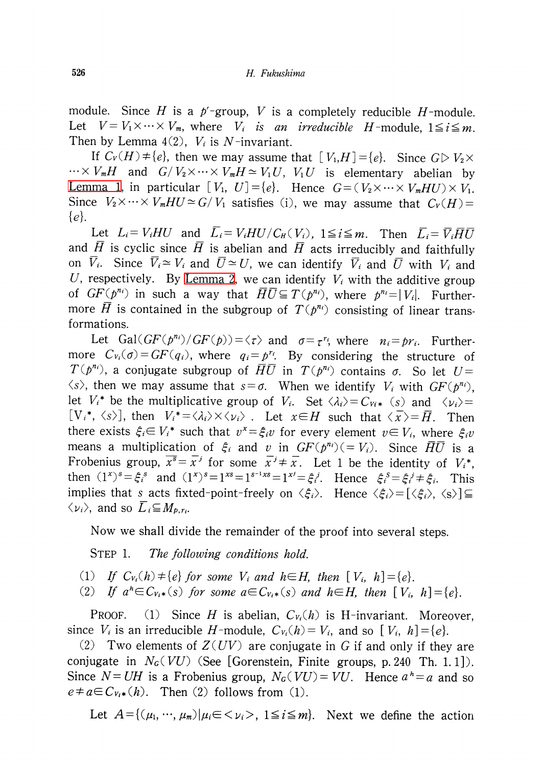module. Since $H$ is a $p'$-group, $V$ is a completely reducible $H$-module. Let $V=V_1\times\cdots\times V_m$, where $V_i$ *is an irreducible* $H$-module, $1\leqq i\leqq m$. Then by Lemma 4(2), $V_i$ is $N$-invariant.

If $C_V(H)\neq\{e\}$, then we may assume that $[V_1,H]=\{e\}$. Since $G\rhd V_2\times\cdots\times V_mH$ and $G/V_2\times\cdots\times V_mH\simeq V_1U$, $V_1U$ is elementary abelian by Lemma 1, in particular $[V_1, U]=\{e\}$. Hence $G=(V_2\times\cdots\times V_mHU)\times V_1$. Since $V_2\times\cdots\times V_mHU\simeq G/V_1$ satisfies (i), we may assume that $C_V(H)=\{e\}$.

Let $L_i=V_iHU$ and $\bar{L}_i=V_iHU/C_H(V_i)$, $1\leqq i\leqq m$. Then $\bar{L}_i=\bar{V}_i\bar{H}\bar{U}$ and $\bar{H}$ is cyclic since $\bar{H}$ is abelian and $\bar{H}$ acts irreducibly and faithfully on $\bar{V}_i$. Since $\bar{V}_i\simeq V_i$ and $\bar{U}\simeq U$, we can identify $\bar{V}_i$ and $\bar{U}$ with $V_i$ and $U$, respectively. By Lemma 2, we can identify $V_i$ with the additive group of $GF(p^{n_i})$ in such a way that $\bar{H}\bar{U}\subseteqq T(p^{n_i})$, where $p^{n_i}=|V_i|$. Furthermore $\bar{H}$ is contained in the subgroup of $T(p^{n_i})$ consisting of linear transformations.

Let $\mathrm{Gal}(GF(p^{n_i})/GF(p))=\langle\tau\rangle$ and $\sigma=\tau^{r_i}$ where $n_i=pr_i$. Furthermore $C_{V_i}(\sigma)=GF(q_i)$, where $q_i=p^{r_i}$. By considering the structure of $T(p^{n_i})$, a conjugate subgroup of $\bar{H}\bar{U}$ in $T(p^{n_i})$ contains $\sigma$. So let $U=\langle s\rangle$, then we may assume that $s=\sigma$. When we identify $V_i$ with $GF(p^{n_i})$, let $V_i^*$ be the multiplicative group of $V_i$. Set $\langle\lambda_i\rangle=C_{V_i^*}(s)$ and $\langle\nu_i\rangle=[V_i^*, \langle s\rangle]$, then $V_i^*=\langle\lambda_i\rangle\times\langle\nu_i\rangle$. Let $x\in H$ such that $\langle\bar{x}\rangle=\bar{H}$. Then there exists $\xi_i\in V_i^*$ such that $v^x=\xi_iv$ for every element $v\in V_i$, where $\xi_iv$ means a multiplication of $\xi_i$ and $v$ in $GF(p^{n_i})(=V_i)$. Since $\bar{H}\bar{U}$ is a Frobenius group, $\bar{x}^s=\bar{x}^j$ for some $\bar{x}^j\neq\bar{x}$. Let 1 be the identity of $V_i^*$, then $(1^x)^s=\xi_i^s$ and $(1^x)^s=1^{xs}=1^{s^{-1}xs}=1^{x^j}=\xi_i^j$. Hence $\xi_i^s=\xi_i^j\neq\xi_i$. This implies that $s$ acts fixted-point-freely on $\langle\xi_i\rangle$. Hence $\langle\xi_i\rangle=[\langle\xi_i\rangle, \langle s\rangle]\subseteqq\langle\nu_i\rangle$, and so $\bar{L}_i\subseteqq M_{p,r_i}$.

Now we shall divide the remainder of the proof into several steps.

STEP 1. *The following conditions hold.*

(1) *If* $C_{V_i}(h)\neq\{e\}$ *for some* $V_i$ *and* $h\in H$, *then* $[V_i, h]=\{e\}$.

(2) *If* $a^h\in C_{V_i*}(s)$ *for some* $a\in C_{V_i*}(s)$ *and* $h\in H$, *then* $[V_i, h]=\{e\}$.

PROOF. (1) Since $H$ is abelian, $C_{V_i}(h)$ is H-invariant. Moreover, since $V_i$ is an irreducible $H$-module, $C_{V_i}(h)=V_i$, and so $[V_i, h]=\{e\}$.

(2) Two elements of $Z(UV)$ are conjugate in $G$ if and only if they are conjugate in $N_G(VU)$ (See [Gorenstein, Finite groups, p. 240 Th. 1.1]). Since $N=UH$ is a Frobenius group, $N_G(VU)=VU$. Hence $a^h=a$ and so $e\neq a\in C_{V_i*}(h)$. Then (2) follows from (1).

Let $A=\{(\mu_1,\cdots,\mu_m)|\mu_i\in<\nu_i>, 1\leqq i\leqq m\}$. Next we define the action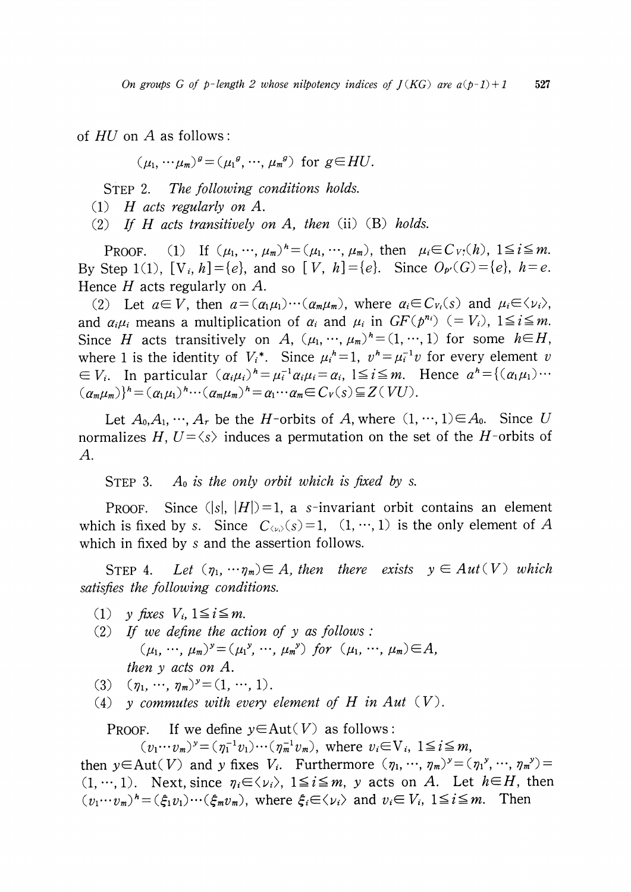of $HU$ on $A$ as follows:

$$(\mu_1, \cdots \mu_m)^g = (\mu_1{}^g, \cdots, \mu_m{}^g) \text{ for } g \in HU.$$

STEP 2. *The following conditions holds.*

(1) *$H$ acts regularly on $A$.*

(2) *If $H$ acts transitively on $A$, then* (ii) (B) *holds.*

PROOF. (1) If $(\mu_1, \cdots, \mu_m)^h = (\mu_1, \cdots, \mu_m)$, then $\mu_i \in C_{V_i}(h)$, $1 \leqq i \leqq m$. By Step 1(1), $[V_i, h] = \{e\}$, and so $[V, h] = \{e\}$. Since $O_{p'}(G) = \{e\}$, $h = e$. Hence $H$ acts regularly on $A$.

(2) Let $a \in V$, then $a = (\alpha_1\mu_1) \cdots (\alpha_m\mu_m)$, where $\alpha_i \in C_{V_i}(s)$ and $\mu_i \in \langle \nu_i \rangle$, and $\alpha_i\mu_i$ means a multiplication of $\alpha_i$ and $\mu_i$ in $GF(p^{n_i})$ $(= V_i)$, $1 \leqq i \leqq m$. Since $H$ acts transitively on $A$, $(\mu_1, \cdots, \mu_m)^h = (1, \cdots, 1)$ for some $h \in H$, where 1 is the identity of $V_i^*$. Since $\mu_i^h = 1$, $v^h = \mu_i^{-1}v$ for every element $v \in V_i$. In particular $(\alpha_i\mu_i)^h = \mu_i^{-1}\alpha_i\mu_i = \alpha_i$, $1 \leqq i \leqq m$. Hence $a^h = \{(\alpha_1\mu_1) \cdots (\alpha_m\mu_m)\}^h = (\alpha_1\mu_1)^h \cdots (\alpha_m\mu_m)^h = \alpha_1 \cdots \alpha_m \in C_V(s) \subseteqq Z(VU)$.

Let $A_0, A_1, \cdots, A_r$ be the $H$-orbits of $A$, where $(1, \cdots, 1) \in A_0$. Since $U$ normalizes $H$, $U = \langle s \rangle$ induces a permutation on the set of the $H$-orbits of $A$.

STEP 3. *$A_0$ is the only orbit which is fixed by $s$.*

PROOF. Since $(|s|, |H|) = 1$, a $s$-invariant orbit contains an element which is fixed by $s$. Since $C_{\langle \nu_i \rangle}(s) = 1$, $(1, \cdots, 1)$ is the only element of $A$ which in fixed by $s$ and the assertion follows.

STEP 4. *Let $(\eta_1, \cdots \eta_m) \in A$, then there exists $y \in Aut(V)$ which satisfies the following conditions.*

(1) *$y$ fixes $V_i$, $1 \leqq i \leqq m$.*

(2) *If we define the action of $y$ as follows:*
$(\mu_1, \cdots, \mu_m)^y = (\mu_1{}^y, \cdots, \mu_m{}^y)$ *for* $(\mu_1, \cdots, \mu_m) \in A$, *then $y$ acts on $A$.*

(3) $(\eta_1, \cdots, \eta_m)^y = (1, \cdots, 1)$.

(4) *$y$ commutes with every element of $H$ in Aut $(V)$.*

PROOF. If we define $y \in \mathrm{Aut}(V)$ as follows:

$$(v_1 \cdots v_m)^y = (\eta_1^{-1}v_1) \cdots (\eta_m^{-1}v_m), \text{ where } v_i \in V_i, \ 1 \leqq i \leqq m,$$

then $y \in \mathrm{Aut}(V)$ and $y$ fixes $V_i$. Furthermore $(\eta_1, \cdots, \eta_m)^y = (\eta_1{}^y, \cdots, \eta_m{}^y) = (1, \cdots, 1)$. Next, since $\eta_i \in \langle \nu_i \rangle$, $1 \leqq i \leqq m$, $y$ acts on $A$. Let $h \in H$, then $(v_1 \cdots v_m)^h = (\xi_1 v_1) \cdots (\xi_m v_m)$, where $\xi_i \in \langle \nu_i \rangle$ and $v_i \in V_i$, $1 \leqq i \leqq m$. Then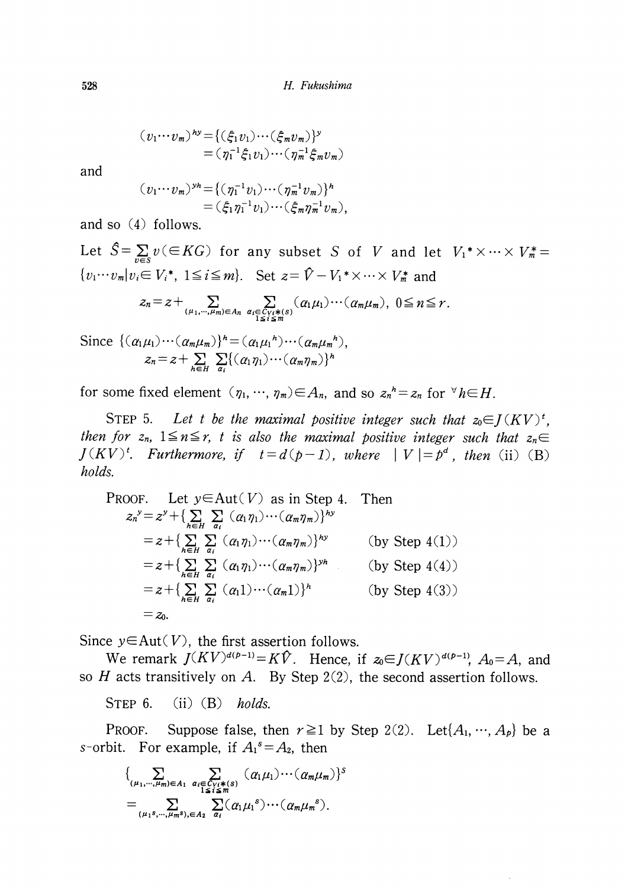$$(v_1 \cdots v_m)^{hy} = \{(\xi_1 v_1) \cdots (\xi_m v_m)\}^y$$
$$= (\eta_1^{-1} \xi_1 v_1) \cdots (\eta_m^{-1} \xi_m v_m)$$

and

$$(v_1 \cdots v_m)^{yh} = \{(\eta_1^{-1} v_1) \cdots (\eta_m^{-1} v_m)\}^h$$
$$= (\xi_1 \eta_1^{-1} v_1) \cdots (\xi_m \eta_m^{-1} v_m),$$

and so (4) follows.

Let $\hat{S} = \sum_{v \in S} v (\in KG)$ for any subset $S$ of $V$ and let $V_1{}^* \times \cdots \times V_m^* = \{v_1 \cdots v_m | v_i \in V_i{}^*, \ 1 \leqq i \leqq m\}$. Set $z = \hat{V} - V_1{}^* \times \cdots \times V_m^*$ and

$$z_n = z + \sum_{(\mu_1, \cdots, \mu_m) \in A_n} \sum_{\substack{\alpha_i \in C_{Vi}*(s) \\ 1 \leqq i \leqq m}} (\alpha_1 \mu_1) \cdots (\alpha_m \mu_m), \ 0 \leqq n \leqq r.$$

Since $\{(\alpha_1 \mu_1) \cdots (\alpha_m \mu_m)\}^h = (\alpha_1 \mu_1{}^h) \cdots (\alpha_m \mu_m{}^h)$,

$$z_n = z + \sum_{h \in H} \sum_{\alpha_i} \{(\alpha_1 \eta_1) \cdots (\alpha_m \eta_m)\}^h$$

for some fixed element $(\eta_1, \cdots, \eta_m) \in A_n$, and so $z_n{}^h = z_n$ for $^\forall h \in H$.

STEP 5. *Let $t$ be the maximal positive integer such that $z_0 \in J(KV)^t$, then for $z_n$, $1 \leqq n \leqq r$, $t$ is also the maximal positive integer such that $z_n \in J(KV)^t$. Furthermore, if $t = d(p-1)$, where $|V| = p^d$, then* (ii) (B) *holds.*

PROOF. Let $y \in \mathrm{Aut}(V)$ as in Step 4. Then

$$\begin{aligned}
z_n^y &= z^y + \{\sum_{h \in H} \sum_{\alpha_i} (\alpha_1 \eta_1) \cdots (\alpha_m \eta_m)\}^{hy} \\
&= z + \{\sum_{h \in H} \sum_{\alpha_i} (\alpha_1 \eta_1) \cdots (\alpha_m \eta_m)\}^{hy} && \text{(by Step 4(1))} \\
&= z + \{\sum_{h \in H} \sum_{\alpha_i} (\alpha_1 \eta_1) \cdots (\alpha_m \eta_m)\}^{yh} && \text{(by Step 4(4))} \\
&= z + \{\sum_{h \in H} \sum_{\alpha_i} (\alpha_1 1) \cdots (\alpha_m 1)\}^h && \text{(by Step 4(3))} \\
&= z_0.
\end{aligned}$$

Since $y \in \mathrm{Aut}(V)$, the first assertion follows.

We remark $J(KV)^{d(p-1)} = K\hat{V}$. Hence, if $z_0 \in J(KV)^{d(p-1)}$, $A_0 = A$, and so $H$ acts transitively on $A$. By Step 2(2), the second assertion follows.

STEP 6. (ii) (B) *holds.*

PROOF. Suppose false, then $r \geqq 1$ by Step 2(2). Let $\{A_1, \cdots, A_p\}$ be a $s$-orbit. For example, if $A_1{}^s = A_2$, then

$$\{\sum_{(\mu_1, \cdots, \mu_m) \in A_1} \sum_{\substack{\alpha_i \in C_{Vi}*(s) \\ 1 \leqq i \leqq m}} (\alpha_1 \mu_1) \cdots (\alpha_m \mu_m)\}^s$$
$$= \sum_{(\mu_1{}^s, \cdots, \mu_m{}^s), \in A_2} \sum_{\alpha_i} (\alpha_1 \mu_1{}^s) \cdots (\alpha_m \mu_m{}^s).$$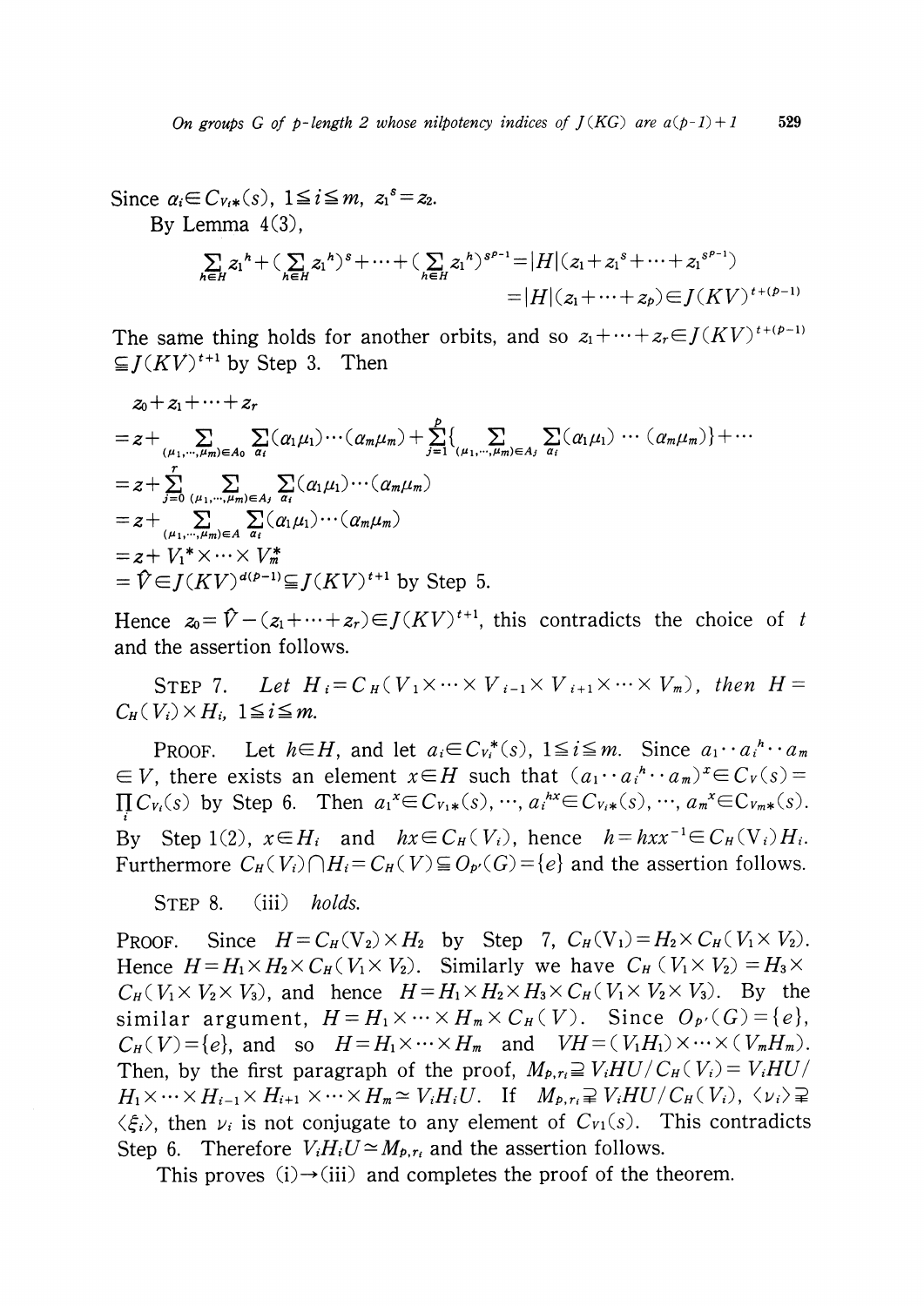Since $a_i \in C_{V_i*}(s)$, $1 \leqq i \leqq m$, $z_1{}^s = z_2$.

By Lemma 4(3),

$$\sum_{h \in H} z_1{}^h + (\sum_{h \in H} z_1{}^h)^s + \cdots + (\sum_{h \in H} z_1{}^h)^{s^{p-1}} = |H|(z_1 + z_1{}^s + \cdots + z_1{}^{s^{p-1}})$$
$$= |H|(z_1 + \cdots + z_p) \in J(KV)^{t+(p-1)}$$

The same thing holds for another orbits, and so $z_1 + \cdots + z_r \in J(KV)^{t+(p-1)} \subseteqq J(KV)^{t+1}$ by Step 3. Then

$$\begin{aligned}
& z_0 + z_1 + \cdots + z_r \\
&= z + \sum_{(\mu_1, \cdots, \mu_m) \in A_0} \sum_{a_i} (a_1\mu_1) \cdots (a_m\mu_m) + \sum_{j=1}^{p} \{ \sum_{(\mu_1, \cdots, \mu_m) \in A_j} \sum_{a_i} (a_1\mu_1) \cdots (a_m\mu_m) \} + \cdots \\
&= z + \sum_{j=0}^{r} \sum_{(\mu_1, \cdots, \mu_m) \in A_j} \sum_{a_i} (a_1\mu_1) \cdots (a_m\mu_m) \\
&= z + \sum_{(\mu_1, \cdots, \mu_m) \in A} \sum_{a_i} (a_1\mu_1) \cdots (a_m\mu_m) \\
&= z + V_1{}^* \times \cdots \times V_m^* \\
&= \hat{V} \in J(KV)^{d(p-1)} \subseteqq J(KV)^{t+1} \text{ by Step 5.}
\end{aligned}$$

Hence $z_0 = \hat{V} - (z_1 + \cdots + z_r) \in J(KV)^{t+1}$, this contradicts the choice of $t$ and the assertion follows.

STEP 7. *Let $H_i = C_H(V_1 \times \cdots \times V_{i-1} \times V_{i+1} \times \cdots \times V_m)$, then $H = C_H(V_i) \times H_i$, $1 \leqq i \leqq m$.*

PROOF. Let $h \in H$, and let $a_i \in C_{V_i}^*(s)$, $1 \leqq i \leqq m$. Since $a_1 \cdots a_i{}^h \cdots a_m \in V$, there exists an element $x \in H$ such that $(a_1 \cdots a_i{}^h \cdots a_m)^x \in C_V(s) = \prod_i C_{V_i}(s)$ by Step 6. Then $a_1{}^x \in C_{V_1*}(s), \cdots, a_i{}^{hx} \in C_{V_i*}(s), \cdots, a_m{}^x \in C_{V_m*}(s)$. By Step 1(2), $x \in H_i$ and $hx \in C_H(V_i)$, hence $h = hxx^{-1} \in C_H(V_i)H_i$. Furthermore $C_H(V_i) \cap H_i = C_H(V) \subseteqq O_{p'}(G) = \{e\}$ and the assertion follows.

STEP 8. (iii) *holds.*

PROOF. Since $H = C_H(V_2) \times H_2$ by Step 7, $C_H(V_1) = H_2 \times C_H(V_1 \times V_2)$. Hence $H = H_1 \times H_2 \times C_H(V_1 \times V_2)$. Similarly we have $C_H(V_1 \times V_2) = H_3 \times C_H(V_1 \times V_2 \times V_3)$, and hence $H = H_1 \times H_2 \times H_3 \times C_H(V_1 \times V_2 \times V_3)$. By the similar argument, $H = H_1 \times \cdots \times H_m \times C_H(V)$. Since $O_{p'}(G) = \{e\}$, $C_H(V) = \{e\}$, and so $H = H_1 \times \cdots \times H_m$ and $VH = (V_1H_1) \times \cdots \times (V_mH_m)$. Then, by the first paragraph of the proof, $M_{p,r_i} \supseteqq V_iHU/C_H(V_i) = V_iHU/H_1 \times \cdots \times H_{i-1} \times H_{i+1} \times \cdots \times H_m \simeq V_iH_iU$. If $M_{p,r_i} \supsetneqq V_iHU/C_H(V_i)$, $\langle \nu_i \rangle \supsetneqq \langle \xi_i \rangle$, then $\nu_i$ is not conjugate to any element of $C_{V_1}(s)$. This contradicts Step 6. Therefore $V_iH_iU \simeq M_{p,r_i}$ and the assertion follows.

This proves (i)→(iii) and completes the proof of the theorem.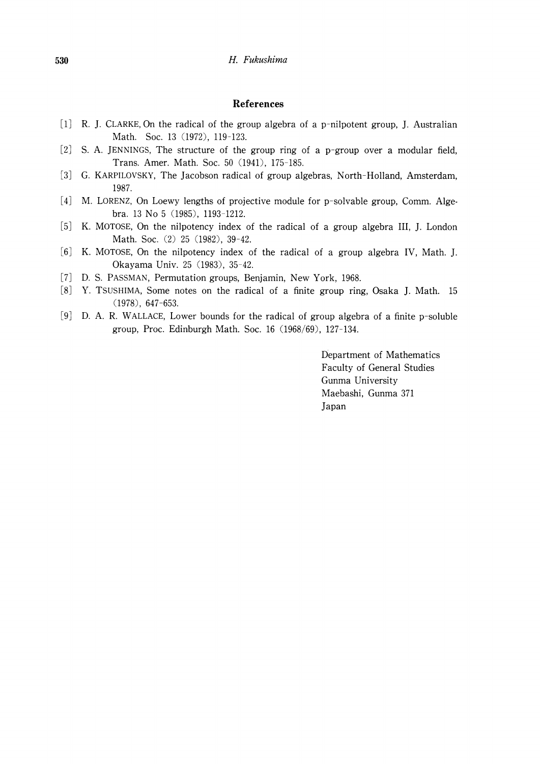## References

[1] R. J. CLARKE, On the radical of the group algebra of a p-nilpotent group, J. Australian Math. Soc. 13 (1972), 119-123.

[2] S. A. JENNINGS, The structure of the group ring of a p-group over a modular field, Trans. Amer. Math. Soc. 50 (1941), 175-185.

[3] G. KARPILOVSKY, The Jacobson radical of group algebras, North-Holland, Amsterdam, 1987.

[4] M. LORENZ, On Loewy lengths of projective module for p-solvable group, Comm. Algebra. 13 No 5 (1985), 1193-1212.

[5] K. MOTOSE, On the nilpotency index of the radical of a group algebra III, J. London Math. Soc. (2) 25 (1982), 39-42.

[6] K. MOTOSE, On the nilpotency index of the radical of a group algebra IV, Math. J. Okayama Univ. 25 (1983), 35-42.

[7] D. S. PASSMAN, Permutation groups, Benjamin, New York, 1968.

[8] Y. TSUSHIMA, Some notes on the radical of a finite group ring, Osaka J. Math. 15 (1978), 647-653.

[9] D. A. R. WALLACE, Lower bounds for the radical of group algebra of a finite p-soluble group, Proc. Edinburgh Math. Soc. 16 (1968/69), 127-134.

Department of Mathematics
Faculty of General Studies
Gunma University
Maebashi, Gunma 371
Japan